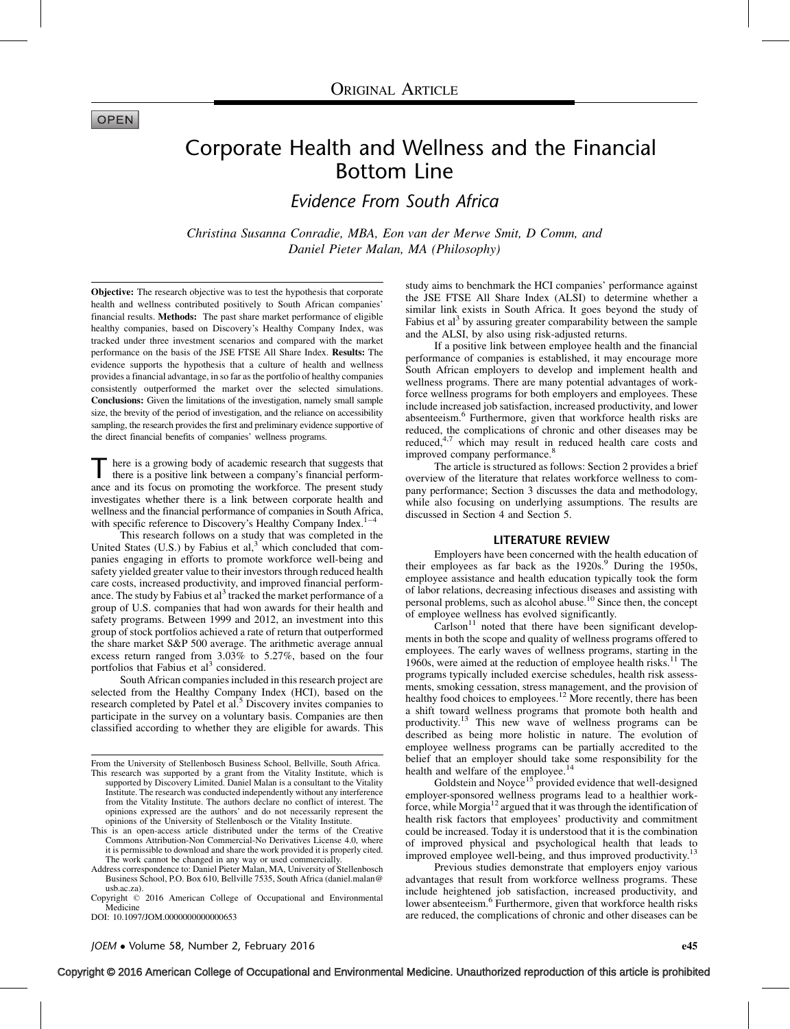ORIGINAL ARTICLE

OPEN

# Corporate Health and Wellness and the Financial Bottom Line

## Evidence From South Africa

*Christina Susanna Conradie, MBA, Eon van der Merwe Smit, D Comm, and Daniel Pieter Malan, MA (Philosophy)*

**Objective:** The research objective was to test the hypothesis that corporate health and wellness contributed positively to South African companies' financial results. **Methods:** The past share market performance of eligible healthy companies, based on Discovery's Healthy Company Index, was tracked under three investment scenarios and compared with the market performance on the basis of the JSE FTSE All Share Index. **Results:** The evidence supports the hypothesis that a culture of health and wellness provides a financial advantage, in so far as the portfolio of healthy companies consistently outperformed the market over the selected simulations. **Conclusions:** Given the limitations of the investigation, namely small sample size, the brevity of the period of investigation, and the reliance on accessibility sampling, the research provides the first and preliminary evidence supportive of the direct financial benefits of companies' wellness programs.

There is a growing body of academic research that suggests that there is a positive link between a company's financial performance and its focus on promoting the workforce. The present study investigates whether there is a link between corporate health and wellness and the financial performance of companies in South Africa, with specific reference to Discovery's Healthy Company Index.[1–4]

This research follows on a study that was completed in the United States (U.S.) by Fabius et al,[3] which concluded that companies engaging in efforts to promote workforce well-being and safety yielded greater value to their investors through reduced health care costs, increased productivity, and improved financial performance. The study by Fabius et al[3] tracked the market performance of a group of U.S. companies that had won awards for their health and safety programs. Between 1999 and 2012, an investment into this group of stock portfolios achieved a rate of return that outperformed the share market S&P 500 average. The arithmetic average annual excess return ranged from 3.03% to 5.27%, based on the four portfolios that Fabius et al[3] considered.

South African companies included in this research project are selected from the Healthy Company Index (HCI), based on the research completed by Patel et al.[5] Discovery invites companies to participate in the survey on a voluntary basis. Companies are then classified according to whether they are eligible for awards. This study aims to benchmark the HCI companies' performance against the JSE FTSE All Share Index (ALSI) to determine whether a similar link exists in South Africa. It goes beyond the study of Fabius et al[3] by assuring greater comparability between the sample and the ALSI, by also using risk-adjusted returns.

If a positive link between employee health and the financial performance of companies is established, it may encourage more South African employers to develop and implement health and wellness programs. There are many potential advantages of workforce wellness programs for both employers and employees. These include increased job satisfaction, increased productivity, and lower absenteeism.[6] Furthermore, given that workforce health risks are reduced, the complications of chronic and other diseases may be reduced,[4,7] which may result in reduced health care costs and improved company performance.[8]

The article is structured as follows: Section 2 provides a brief overview of the literature that relates workforce wellness to company performance; Section 3 discusses the data and methodology, while also focusing on underlying assumptions. The results are discussed in Section 4 and Section 5.

## LITERATURE REVIEW

Employers have been concerned with the health education of their employees as far back as the 1920s.[9] During the 1950s, employee assistance and health education typically took the form of labor relations, decreasing infectious diseases and assisting with personal problems, such as alcohol abuse.[10] Since then, the concept of employee wellness has evolved significantly.

Carlson[11] noted that there have been significant developments in both the scope and quality of wellness programs offered to employees. The early waves of wellness programs, starting in the 1960s, were aimed at the reduction of employee health risks.[11] The programs typically included exercise schedules, health risk assessments, smoking cessation, stress management, and the provision of healthy food choices to employees.[12] More recently, there has been a shift toward wellness programs that promote both health and productivity.[13] This new wave of wellness programs can be described as being more holistic in nature. The evolution of employee wellness programs can be partially accredited to the belief that an employer should take some responsibility for the health and welfare of the employee.[14]

Goldstein and Noyce[15] provided evidence that well-designed employer-sponsored wellness programs lead to a healthier workforce, while Morgia[12] argued that it was through the identification of health risk factors that employees' productivity and commitment could be increased. Today it is understood that it is the combination of improved physical and psychological health that leads to improved employee well-being, and thus improved productivity.[13]

Previous studies demonstrate that employers enjoy various advantages that result from workforce wellness programs. These include heightened job satisfaction, increased productivity, and lower absenteeism.[6] Furthermore, given that workforce health risks are reduced, the complications of chronic and other diseases can be

---

From the University of Stellenbosch Business School, Bellville, South Africa.

This research was supported by a grant from the Vitality Institute, which is supported by Discovery Limited. Daniel Malan is a consultant to the Vitality Institute. The research was conducted independently without any interference from the Vitality Institute. The authors declare no conflict of interest. The opinions expressed are the authors' and do not necessarily represent the opinions of the University of Stellenbosch or the Vitality Institute.

This is an open-access article distributed under the terms of the Creative Commons Attribution-Non Commercial-No Derivatives License 4.0, where it is permissible to download and share the work provided it is properly cited. The work cannot be changed in any way or used commercially.

Address correspondence to: Daniel Pieter Malan, MA, University of Stellenbosch Business School, P.O. Box 610, Bellville 7535, South Africa (daniel.malan@usb.ac.za).

Copyright © 2016 American College of Occupational and Environmental Medicine

DOI: 10.1097/JOM.0000000000000653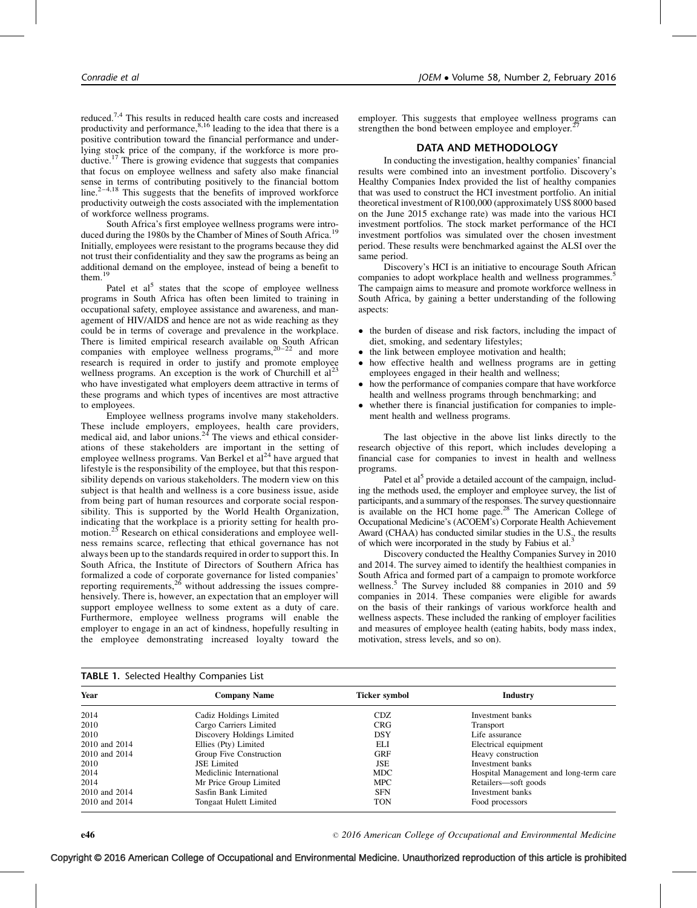reduced.[7,4] This results in reduced health care costs and increased productivity and performance,[8,16] leading to the idea that there is a positive contribution toward the financial performance and underlying stock price of the company, if the workforce is more productive.[17] There is growing evidence that suggests that companies that focus on employee wellness and safety also make financial sense in terms of contributing positively to the financial bottom line.[2–4,18] This suggests that the benefits of improved workforce productivity outweigh the costs associated with the implementation of workforce wellness programs.

South Africa's first employee wellness programs were introduced during the 1980s by the Chamber of Mines of South Africa.[19] Initially, employees were resistant to the programs because they did not trust their confidentiality and they saw the programs as being an additional demand on the employee, instead of being a benefit to them.[19]

Patel et al[5] states that the scope of employee wellness programs in South Africa has often been limited to training in occupational safety, employee assistance and awareness, and management of HIV/AIDS and hence are not as wide reaching as they could be in terms of coverage and prevalence in the workplace. There is limited empirical research available on South African companies with employee wellness programs,[20–22] and more research is required in order to justify and promote employee wellness programs. An exception is the work of Churchill et al[23] who have investigated what employers deem attractive in terms of these programs and which types of incentives are most attractive to employees.

Employee wellness programs involve many stakeholders. These include employers, employees, health care providers, medical aid, and labor unions.[24] The views and ethical considerations of these stakeholders are important in the setting of employee wellness programs. Van Berkel et al[24] have argued that lifestyle is the responsibility of the employee, but that this responsibility depends on various stakeholders. The modern view on this subject is that health and wellness is a core business issue, aside from being part of human resources and corporate social responsibility. This is supported by the World Health Organization, indicating that the workplace is a priority setting for health promotion.[25] Research on ethical considerations and employee wellness remains scarce, reflecting that ethical governance has not always been up to the standards required in order to support this. In South Africa, the Institute of Directors of Southern Africa has formalized a code of corporate governance for listed companies' reporting requirements,[26] without addressing the issues comprehensively. There is, however, an expectation that an employer will support employee wellness to some extent as a duty of care. Furthermore, employee wellness programs will enable the employer to engage in an act of kindness, hopefully resulting in the employee demonstrating increased loyalty toward the employer. This suggests that employee wellness programs can strengthen the bond between employee and employer.[27]

## DATA AND METHODOLOGY

In conducting the investigation, healthy companies' financial results were combined into an investment portfolio. Discovery's Healthy Companies Index provided the list of healthy companies that was used to construct the HCI investment portfolio. An initial theoretical investment of R100,000 (approximately US$ 8000 based on the June 2015 exchange rate) was made into the various HCI investment portfolios. The stock market performance of the HCI investment portfolios was simulated over the chosen investment period. These results were benchmarked against the ALSI over the same period.

Discovery's HCI is an initiative to encourage South African companies to adopt workplace health and wellness programmes.[5] The campaign aims to measure and promote workforce wellness in South Africa, by gaining a better understanding of the following aspects:

- the burden of disease and risk factors, including the impact of diet, smoking, and sedentary lifestyles;
- the link between employee motivation and health;
- how effective health and wellness programs are in getting employees engaged in their health and wellness;
- how the performance of companies compare that have workforce health and wellness programs through benchmarking; and
- whether there is financial justification for companies to implement health and wellness programs.

The last objective in the above list links directly to the research objective of this report, which includes developing a financial case for companies to invest in health and wellness programs.

Patel et al[5] provide a detailed account of the campaign, including the methods used, the employer and employee survey, the list of participants, and a summary of the responses. The survey questionnaire is available on the HCI home page.[28] The American College of Occupational Medicine's (ACOEM's) Corporate Health Achievement Award (CHAA) has conducted similar studies in the U.S., the results of which were incorporated in the study by Fabius et al.[3]

Discovery conducted the Healthy Companies Survey in 2010 and 2014. The survey aimed to identify the healthiest companies in South Africa and formed part of a campaign to promote workforce wellness.[5] The Survey included 88 companies in 2010 and 59 companies in 2014. These companies were eligible for awards on the basis of their rankings of various workforce health and wellness aspects. These included the ranking of employer facilities and measures of employee health (eating habits, body mass index, motivation, stress levels, and so on).

**TABLE 1.** Selected Healthy Companies List

| Year | Company Name | Ticker symbol | Industry |
|---|---|---|---|
| 2014 | Cadiz Holdings Limited | CDZ | Investment banks |
| 2010 | Cargo Carriers Limited | CRG | Transport |
| 2010 | Discovery Holdings Limited | DSY | Life assurance |
| 2010 and 2014 | Ellies (Pty) Limited | ELI | Electrical equipment |
| 2010 and 2014 | Group Five Construction | GRF | Heavy construction |
| 2010 | JSE Limited | JSE | Investment banks |
| 2014 | Mediclinic International | MDC | Hospital Management and long-term care |
| 2014 | Mr Price Group Limited | MPC | Retailers—soft goods |
| 2010 and 2014 | Sasfin Bank Limited | SFN | Investment banks |
| 2010 and 2014 | Tongaat Hulett Limited | TON | Food processors |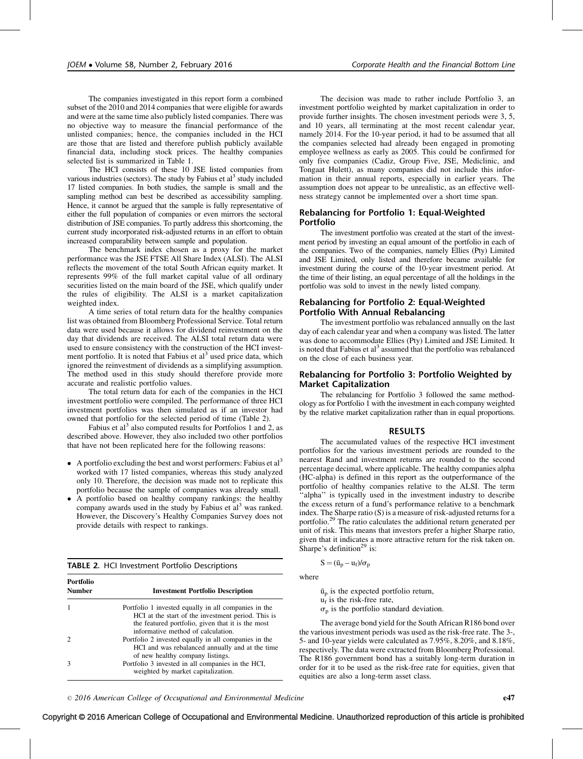The companies investigated in this report form a combined subset of the 2010 and 2014 companies that were eligible for awards and were at the same time also publicly listed companies. There was no objective way to measure the financial performance of the unlisted companies; hence, the companies included in the HCI are those that are listed and therefore publish publicly available financial data, including stock prices. The healthy companies selected list is summarized in Table 1.

The HCI consists of these 10 JSE listed companies from various industries (sectors). The study by Fabius et al[3] study included 17 listed companies. In both studies, the sample is small and the sampling method can best be described as accessibility sampling. Hence, it cannot be argued that the sample is fully representative of either the full population of companies or even mirrors the sectoral distribution of JSE companies. To partly address this shortcoming, the current study incorporated risk-adjusted returns in an effort to obtain increased comparability between sample and population.

The benchmark index chosen as a proxy for the market performance was the JSE FTSE All Share Index (ALSI). The ALSI reflects the movement of the total South African equity market. It represents 99% of the full market capital value of all ordinary securities listed on the main board of the JSE, which qualify under the rules of eligibility. The ALSI is a market capitalization weighted index.

A time series of total return data for the healthy companies list was obtained from Bloomberg Professional Service. Total return data were used because it allows for dividend reinvestment on the day that dividends are received. The ALSI total return data were used to ensure consistency with the construction of the HCI investment portfolio. It is noted that Fabius et al[3] used price data, which ignored the reinvestment of dividends as a simplifying assumption. The method used in this study should therefore provide more accurate and realistic portfolio values.

The total return data for each of the companies in the HCI investment portfolio were compiled. The performance of three HCI investment portfolios was then simulated as if an investor had owned that portfolio for the selected period of time (Table 2).

Fabius et al[3] also computed results for Portfolios 1 and 2, as described above. However, they also included two other portfolios that have not been replicated here for the following reasons:

- A portfolio excluding the best and worst performers: Fabius et al[3] worked with 17 listed companies, whereas this study analyzed only 10. Therefore, the decision was made not to replicate this portfolio because the sample of companies was already small.
- A portfolio based on healthy company rankings: the healthy company awards used in the study by Fabius et al[3] was ranked. However, the Discovery's Healthy Companies Survey does not provide details with respect to rankings.

**TABLE 2.** HCI Investment Portfolio Descriptions

| Portfolio Number | Investment Portfolio Description |
|---|---|
| 1 | Portfolio 1 invested equally in all companies in the HCI at the start of the investment period. This is the featured portfolio, given that it is the most informative method of calculation. |
| 2 | Portfolio 2 invested equally in all companies in the HCI and was rebalanced annually and at the time of new healthy company listings. |
| 3 | Portfolio 3 invested in all companies in the HCI, weighted by market capitalization. |

The decision was made to rather include Portfolio 3, an investment portfolio weighted by market capitalization in order to provide further insights. The chosen investment periods were 3, 5, and 10 years, all terminating at the most recent calendar year, namely 2014. For the 10-year period, it had to be assumed that all the companies selected had already been engaged in promoting employee wellness as early as 2005. This could be confirmed for only five companies (Cadiz, Group Five, JSE, Mediclinic, and Tongaat Hulett), as many companies did not include this information in their annual reports, especially in earlier years. The assumption does not appear to be unrealistic, as an effective wellness strategy cannot be implemented over a short time span.

## Rebalancing for Portfolio 1: Equal-Weighted Portfolio

The investment portfolio was created at the start of the investment period by investing an equal amount of the portfolio in each of the companies. Two of the companies, namely Ellies (Pty) Limited and JSE Limited, only listed and therefore became available for investment during the course of the 10-year investment period. At the time of their listing, an equal percentage of all the holdings in the portfolio was sold to invest in the newly listed company.

## Rebalancing for Portfolio 2: Equal-Weighted Portfolio With Annual Rebalancing

The investment portfolio was rebalanced annually on the last day of each calendar year and when a company was listed. The latter was done to accommodate Ellies (Pty) Limited and JSE Limited. It is noted that Fabius et al[3] assumed that the portfolio was rebalanced on the close of each business year.

## Rebalancing for Portfolio 3: Portfolio Weighted by Market Capitalization

The rebalancing for Portfolio 3 followed the same methodology as for Portfolio 1 with the investment in each company weighted by the relative market capitalization rather than in equal proportions.

# RESULTS

The accumulated values of the respective HCI investment portfolios for the various investment periods are rounded to the nearest Rand and investment returns are rounded to the second percentage decimal, where applicable. The healthy companies alpha (HC-alpha) is defined in this report as the outperformance of the portfolio of healthy companies relative to the ALSI. The term "alpha" is typically used in the investment industry to describe the excess return of a fund's performance relative to a benchmark index. The Sharpe ratio (S) is a measure of risk-adjusted returns for a portfolio.[29] The ratio calculates the additional return generated per unit of risk. This means that investors prefer a higher Sharpe ratio, given that it indicates a more attractive return for the risk taken on. Sharpe's definition[29] is:

$$S = (\bar{u}_p - u_f)/\sigma_p$$

where

$\bar{u}_p$ is the expected portfolio return,
$u_f$ is the risk-free rate,
$\sigma_p$ is the portfolio standard deviation.

The average bond yield for the South African R186 bond over the various investment periods was used as the risk-free rate. The 3-, 5- and 10-year yields were calculated as 7.95%, 8.20%, and 8.18%, respectively. The data were extracted from Bloomberg Professional. The R186 government bond has a suitably long-term duration in order for it to be used as the risk-free rate for equities, given that equities are also a long-term asset class.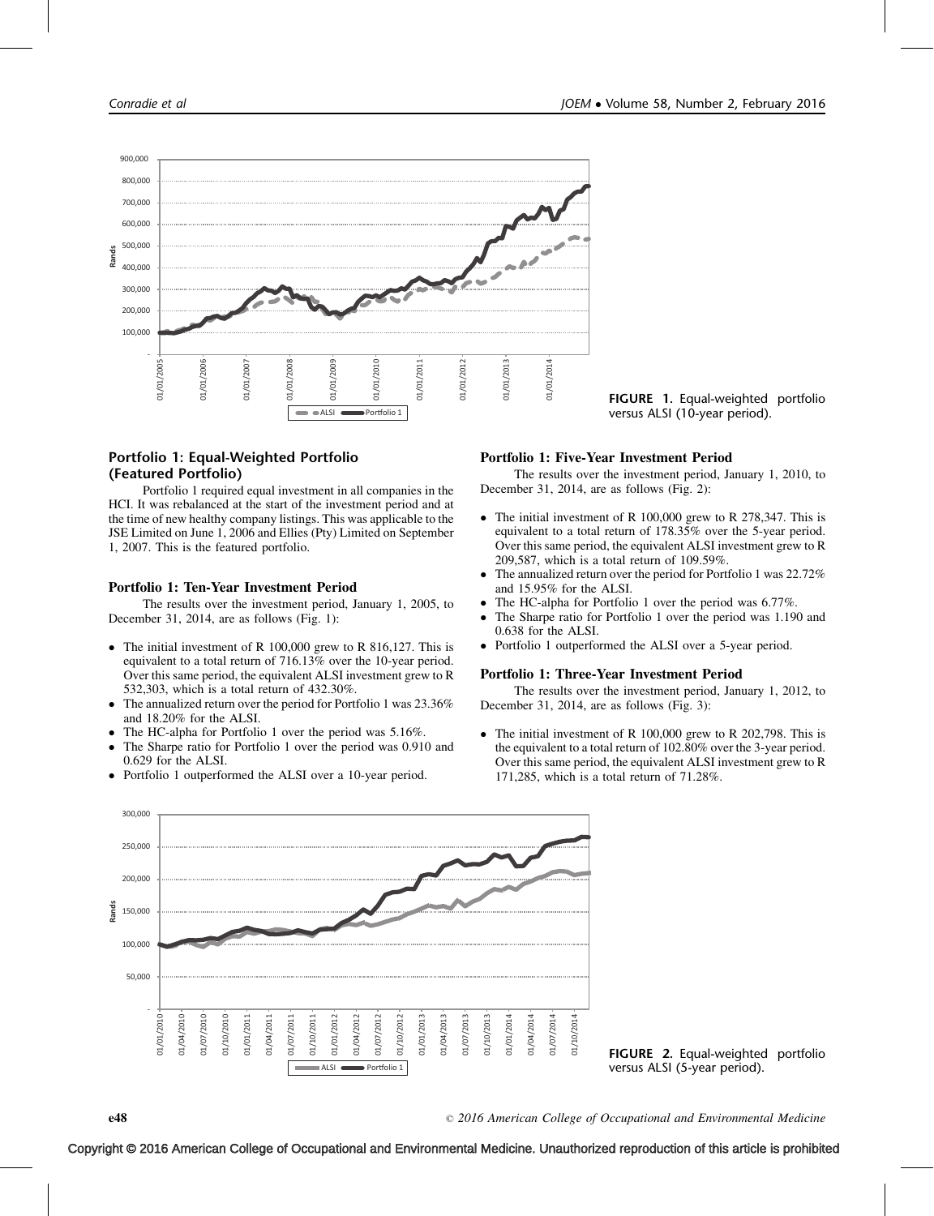FIGURE 1. Equal-weighted portfolio versus ALSI (10-year period).

## Portfolio 1: Equal-Weighted Portfolio (Featured Portfolio)

Portfolio 1 required equal investment in all companies in the HCI. It was rebalanced at the start of the investment period and at the time of new healthy company listings. This was applicable to the JSE Limited on June 1, 2006 and Ellies (Pty) Limited on September 1, 2007. This is the featured portfolio.

### Portfolio 1: Ten-Year Investment Period

The results over the investment period, January 1, 2005, to December 31, 2014, are as follows (Fig. 1):

- The initial investment of R 100,000 grew to R 816,127. This is equivalent to a total return of 716.13% over the 10-year period. Over this same period, the equivalent ALSI investment grew to R 532,303, which is a total return of 432.30%.
- The annualized return over the period for Portfolio 1 was 23.36% and 18.20% for the ALSI.
- The HC-alpha for Portfolio 1 over the period was 5.16%.
- The Sharpe ratio for Portfolio 1 over the period was 0.910 and 0.629 for the ALSI.
- Portfolio 1 outperformed the ALSI over a 10-year period.

### Portfolio 1: Five-Year Investment Period

The results over the investment period, January 1, 2010, to December 31, 2014, are as follows (Fig. 2):

- The initial investment of R 100,000 grew to R 278,347. This is equivalent to a total return of 178.35% over the 5-year period. Over this same period, the equivalent ALSI investment grew to R 209,587, which is a total return of 109.59%.
- The annualized return over the period for Portfolio 1 was 22.72% and 15.95% for the ALSI.
- The HC-alpha for Portfolio 1 over the period was 6.77%.
- The Sharpe ratio for Portfolio 1 over the period was 1.190 and 0.638 for the ALSI.
- Portfolio 1 outperformed the ALSI over a 5-year period.

### Portfolio 1: Three-Year Investment Period

The results over the investment period, January 1, 2012, to December 31, 2014, are as follows (Fig. 3):

- The initial investment of R 100,000 grew to R 202,798. This is the equivalent to a total return of 102.80% over the 3-year period. Over this same period, the equivalent ALSI investment grew to R 171,285, which is a total return of 71.28%.

FIGURE 2. Equal-weighted portfolio versus ALSI (5-year period).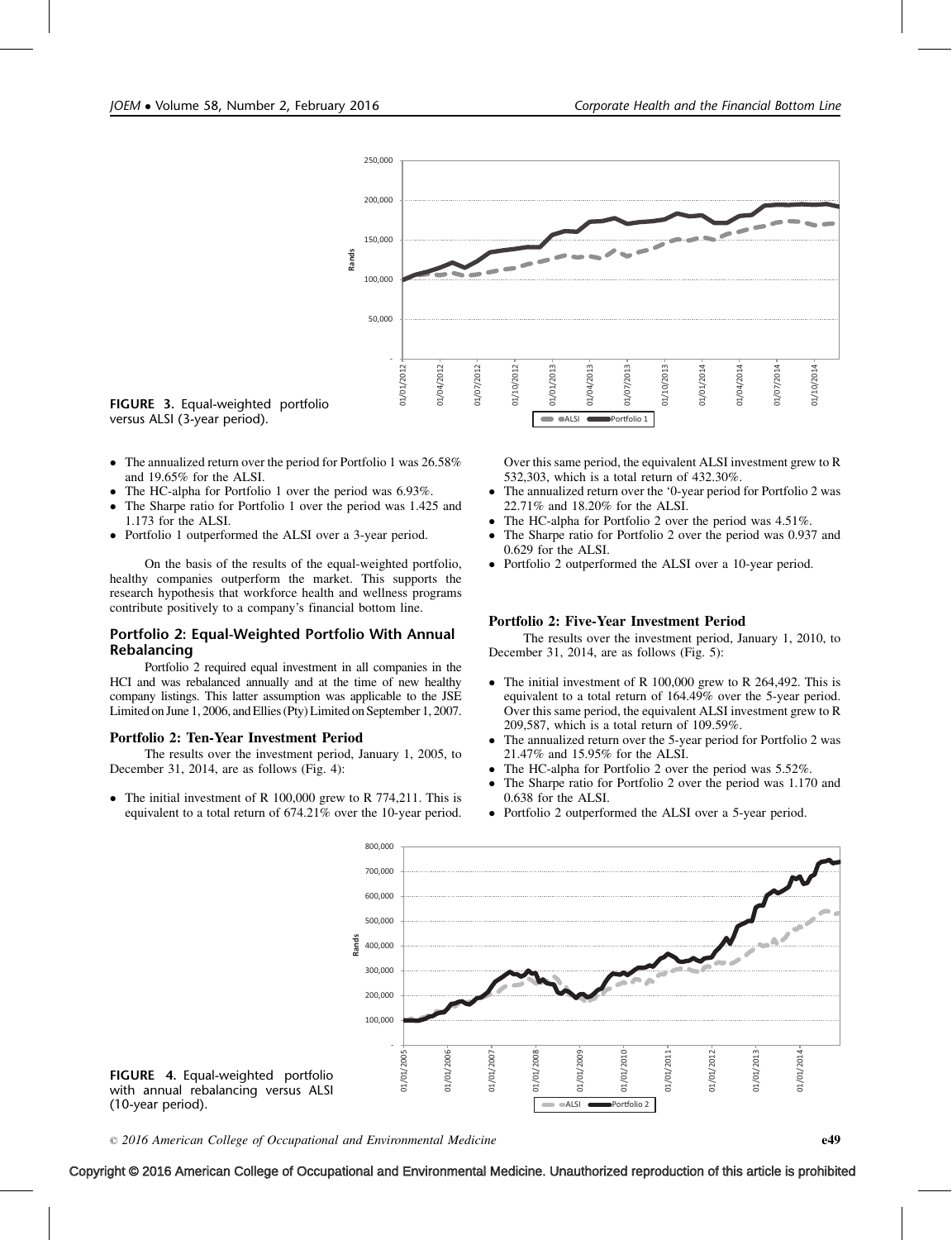FIGURE 3. Equal-weighted portfolio versus ALSI (3-year period).

- The annualized return over the period for Portfolio 1 was 26.58% and 19.65% for the ALSI.
- The HC-alpha for Portfolio 1 over the period was 6.93%.
- The Sharpe ratio for Portfolio 1 over the period was 1.425 and 1.173 for the ALSI.
- Portfolio 1 outperformed the ALSI over a 3-year period.

On the basis of the results of the equal-weighted portfolio, healthy companies outperform the market. This supports the research hypothesis that workforce health and wellness programs contribute positively to a company's financial bottom line.

## Portfolio 2: Equal-Weighted Portfolio With Annual Rebalancing

Portfolio 2 required equal investment in all companies in the HCI and was rebalanced annually and at the time of new healthy company listings. This latter assumption was applicable to the JSE Limited on June 1, 2006, and Ellies (Pty) Limited on September 1, 2007.

### Portfolio 2: Ten-Year Investment Period

The results over the investment period, January 1, 2005, to December 31, 2014, are as follows (Fig. 4):

- The initial investment of R 100,000 grew to R 774,211. This is equivalent to a total return of 674.21% over the 10-year period. Over this same period, the equivalent ALSI investment grew to R 532,303, which is a total return of 432.30%.
- The annualized return over the '0-year period for Portfolio 2 was 22.71% and 18.20% for the ALSI.
- The HC-alpha for Portfolio 2 over the period was 4.51%.
- The Sharpe ratio for Portfolio 2 over the period was 0.937 and 0.629 for the ALSI.
- Portfolio 2 outperformed the ALSI over a 10-year period.

### Portfolio 2: Five-Year Investment Period

The results over the investment period, January 1, 2010, to December 31, 2014, are as follows (Fig. 5):

- The initial investment of R 100,000 grew to R 264,492. This is equivalent to a total return of 164.49% over the 5-year period. Over this same period, the equivalent ALSI investment grew to R 209,587, which is a total return of 109.59%.
- The annualized return over the 5-year period for Portfolio 2 was 21.47% and 15.95% for the ALSI.
- The HC-alpha for Portfolio 2 over the period was 5.52%.
- The Sharpe ratio for Portfolio 2 over the period was 1.170 and 0.638 for the ALSI.
- Portfolio 2 outperformed the ALSI over a 5-year period.

FIGURE 4. Equal-weighted portfolio with annual rebalancing versus ALSI (10-year period).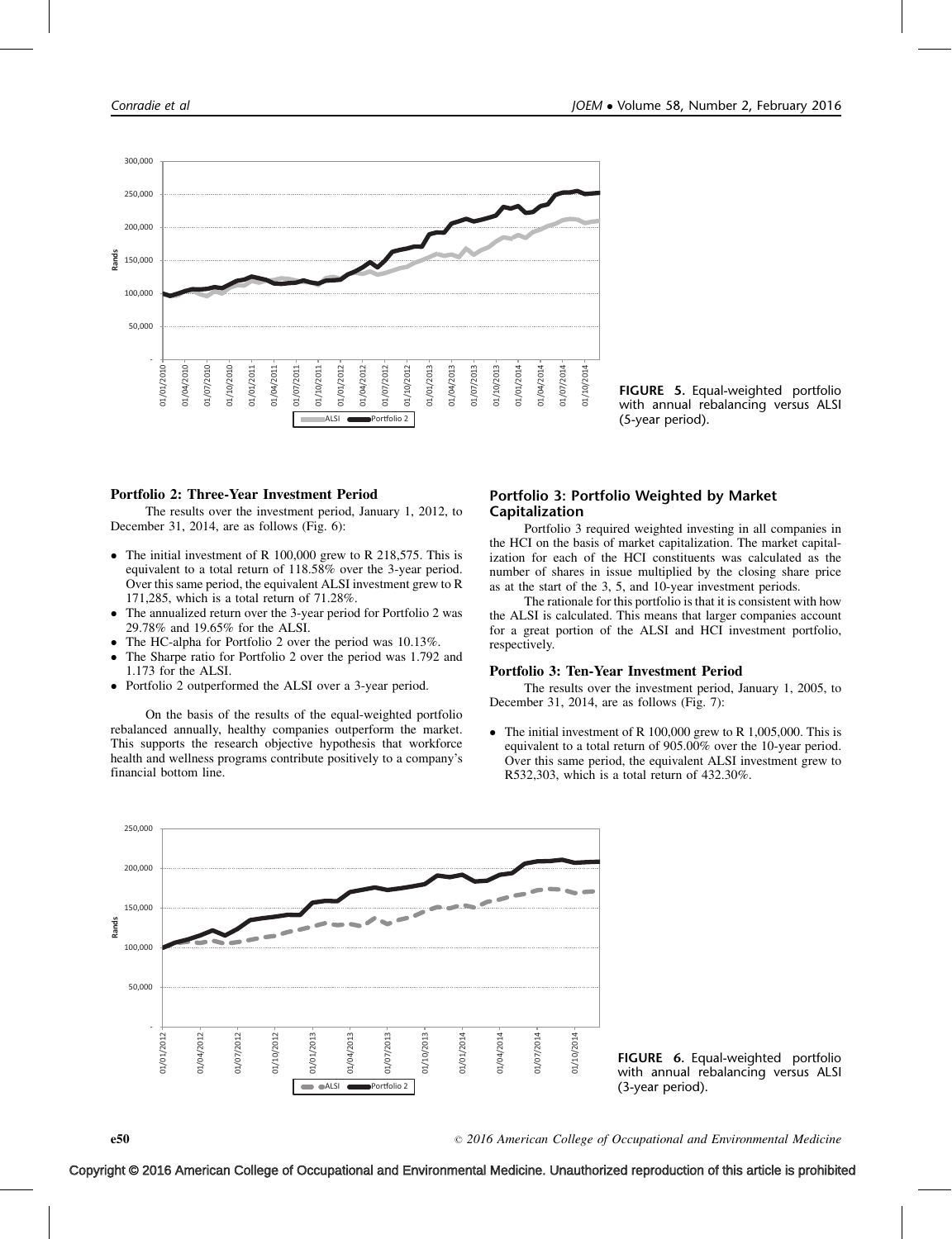FIGURE 5. Equal-weighted portfolio with annual rebalancing versus ALSI (5-year period).

### Portfolio 2: Three-Year Investment Period

The results over the investment period, January 1, 2012, to December 31, 2014, are as follows (Fig. 6):

- The initial investment of R 100,000 grew to R 218,575. This is equivalent to a total return of 118.58% over the 3-year period. Over this same period, the equivalent ALSI investment grew to R 171,285, which is a total return of 71.28%.
- The annualized return over the 3-year period for Portfolio 2 was 29.78% and 19.65% for the ALSI.
- The HC-alpha for Portfolio 2 over the period was 10.13%.
- The Sharpe ratio for Portfolio 2 over the period was 1.792 and 1.173 for the ALSI.
- Portfolio 2 outperformed the ALSI over a 3-year period.

On the basis of the results of the equal-weighted portfolio rebalanced annually, healthy companies outperform the market. This supports the research objective hypothesis that workforce health and wellness programs contribute positively to a company's financial bottom line.

### Portfolio 3: Portfolio Weighted by Market Capitalization

Portfolio 3 required weighted investing in all companies in the HCI on the basis of market capitalization. The market capitalization for each of the HCI constituents was calculated as the number of shares in issue multiplied by the closing share price as at the start of the 3, 5, and 10-year investment periods.

The rationale for this portfolio is that it is consistent with how the ALSI is calculated. This means that larger companies account for a great portion of the ALSI and HCI investment portfolio, respectively.

### Portfolio 3: Ten-Year Investment Period

The results over the investment period, January 1, 2005, to December 31, 2014, are as follows (Fig. 7):

- The initial investment of R 100,000 grew to R 1,005,000. This is equivalent to a total return of 905.00% over the 10-year period. Over this same period, the equivalent ALSI investment grew to R532,303, which is a total return of 432.30%.

FIGURE 6. Equal-weighted portfolio with annual rebalancing versus ALSI (3-year period).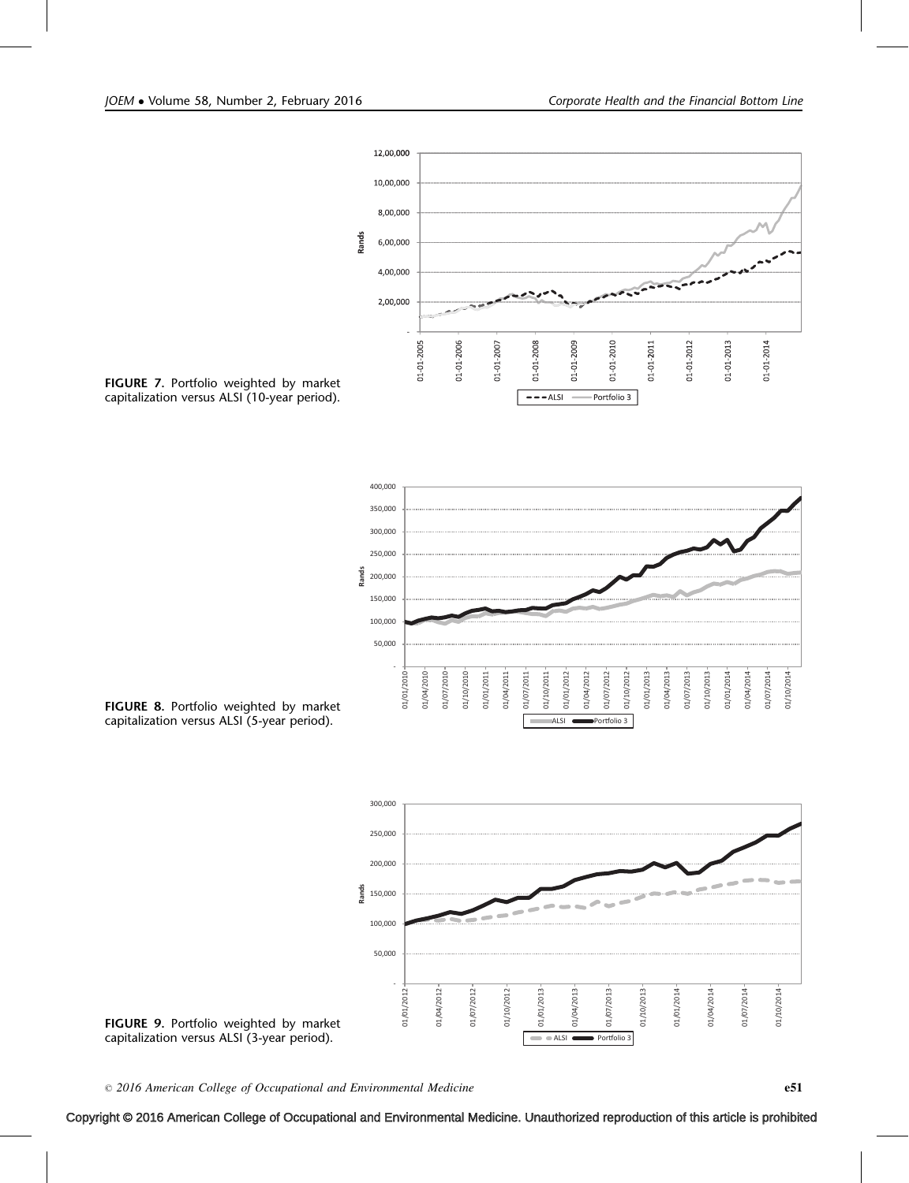FIGURE 7. Portfolio weighted by market capitalization versus ALSI (10-year period).

FIGURE 8. Portfolio weighted by market capitalization versus ALSI (5-year period).

FIGURE 9. Portfolio weighted by market capitalization versus ALSI (3-year period).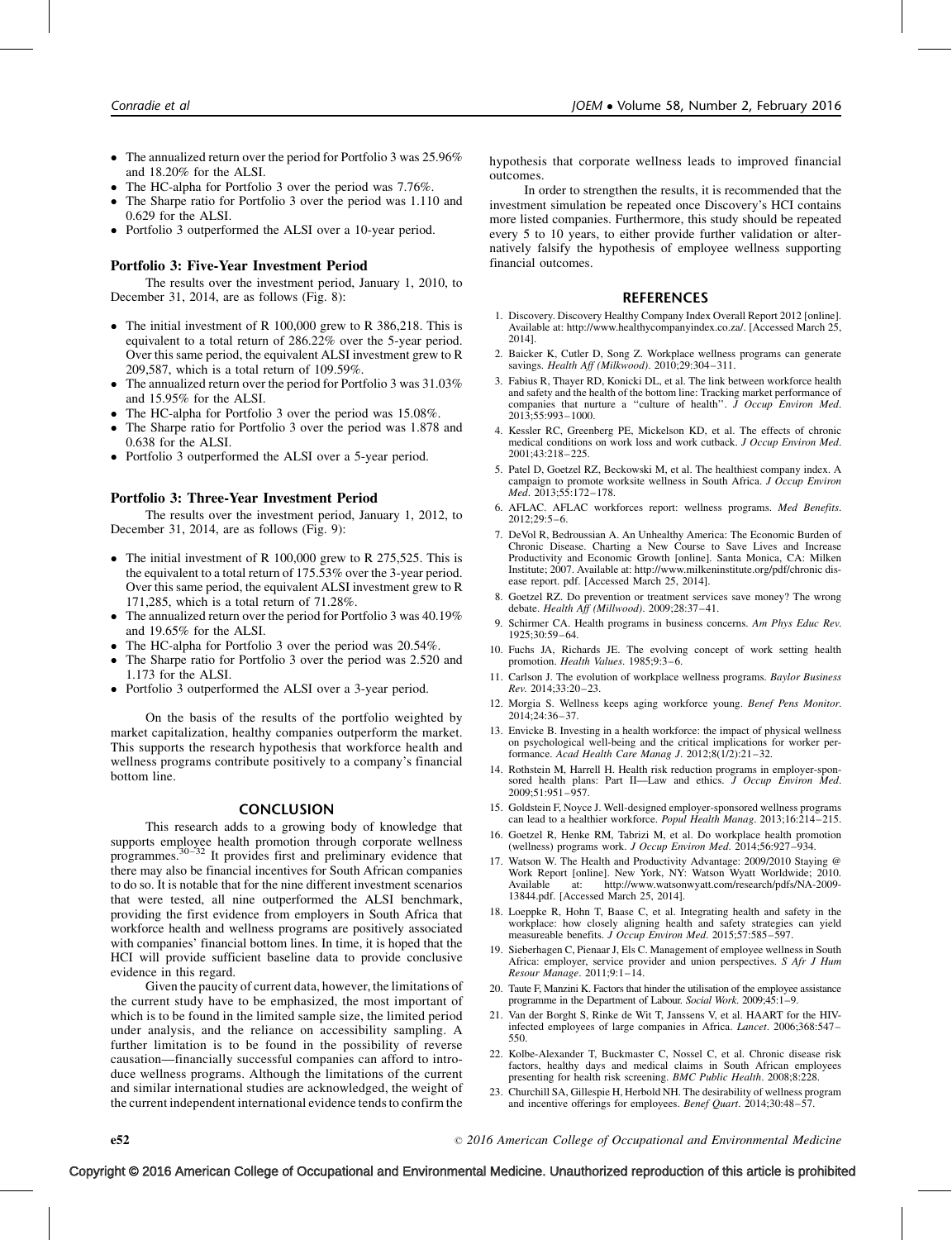- The annualized return over the period for Portfolio 3 was 25.96% and 18.20% for the ALSI.
- The HC-alpha for Portfolio 3 over the period was 7.76%.
- The Sharpe ratio for Portfolio 3 over the period was 1.110 and 0.629 for the ALSI.
- Portfolio 3 outperformed the ALSI over a 10-year period.

### Portfolio 3: Five-Year Investment Period

The results over the investment period, January 1, 2010, to December 31, 2014, are as follows (Fig. 8):

- The initial investment of R 100,000 grew to R 386,218. This is equivalent to a total return of 286.22% over the 5-year period. Over this same period, the equivalent ALSI investment grew to R 209,587, which is a total return of 109.59%.
- The annualized return over the period for Portfolio 3 was 31.03% and 15.95% for the ALSI.
- The HC-alpha for Portfolio 3 over the period was 15.08%.
- The Sharpe ratio for Portfolio 3 over the period was 1.878 and 0.638 for the ALSI.
- Portfolio 3 outperformed the ALSI over a 5-year period.

### Portfolio 3: Three-Year Investment Period

The results over the investment period, January 1, 2012, to December 31, 2014, are as follows (Fig. 9):

- The initial investment of R 100,000 grew to R 275,525. This is the equivalent to a total return of 175.53% over the 3-year period. Over this same period, the equivalent ALSI investment grew to R 171,285, which is a total return of 71.28%.
- The annualized return over the period for Portfolio 3 was 40.19% and 19.65% for the ALSI.
- The HC-alpha for Portfolio 3 over the period was 20.54%.
- The Sharpe ratio for Portfolio 3 over the period was 2.520 and 1.173 for the ALSI.
- Portfolio 3 outperformed the ALSI over a 3-year period.

On the basis of the results of the portfolio weighted by market capitalization, healthy companies outperform the market. This supports the research hypothesis that workforce health and wellness programs contribute positively to a company's financial bottom line.

## CONCLUSION

This research adds to a growing body of knowledge that supports employee health promotion through corporate wellness programmes.[30–32] It provides first and preliminary evidence that there may also be financial incentives for South African companies to do so. It is notable that for the nine different investment scenarios that were tested, all nine outperformed the ALSI benchmark, providing the first evidence from employers in South Africa that workforce health and wellness programs are positively associated with companies' financial bottom lines. In time, it is hoped that the HCI will provide sufficient baseline data to provide conclusive evidence in this regard.

Given the paucity of current data, however, the limitations of the current study have to be emphasized, the most important of which is to be found in the limited sample size, the limited period under analysis, and the reliance on accessibility sampling. A further limitation is to be found in the possibility of reverse causation—financially successful companies can afford to introduce wellness programs. Although the limitations of the current and similar international studies are acknowledged, the weight of the current independent international evidence tends to confirm the hypothesis that corporate wellness leads to improved financial outcomes.

In order to strengthen the results, it is recommended that the investment simulation be repeated once Discovery's HCI contains more listed companies. Furthermore, this study should be repeated every 5 to 10 years, to either provide further validation or alternatively falsify the hypothesis of employee wellness supporting financial outcomes.

## REFERENCES

1. Discovery. Discovery Healthy Company Index Overall Report 2012 [online]. Available at: http://www.healthycompanyindex.co.za/. [Accessed March 25, 2014].
2. Baicker K, Cutler D, Song Z. Workplace wellness programs can generate savings. *Health Aff (Milkwood)*. 2010;29:304–311.
3. Fabius R, Thayer RD, Konicki DL, et al. The link between workforce health and safety and the health of the bottom line: Tracking market performance of companies that nurture a "culture of health". *J Occup Environ Med*. 2013;55:993–1000.
4. Kessler RC, Greenberg PE, Mickelson KD, et al. The effects of chronic medical conditions on work loss and work cutback. *J Occup Environ Med*. 2001;43:218–225.
5. Patel D, Goetzel RZ, Beckowski M, et al. The healthiest company index. A campaign to promote worksite wellness in South Africa. *J Occup Environ Med*. 2013;55:172–178.
6. AFLAC. AFLAC workforces report: wellness programs. *Med Benefits*. 2012;29:5–6.
7. DeVol R, Bedroussian A. An Unhealthy America: The Economic Burden of Chronic Disease. Charting a New Course to Save Lives and Increase Productivity and Economic Growth [online]. Santa Monica, CA: Milken Institute; 2007. Available at: http://www.milkeninstitute.org/pdf/chronic disease report. pdf. [Accessed March 25, 2014].
8. Goetzel RZ. Do prevention or treatment services save money? The wrong debate. *Health Aff (Millwood)*. 2009;28:37–41.
9. Schirmer CA. Health programs in business concerns. *Am Phys Educ Rev*. 1925;30:59–64.
10. Fuchs JA, Richards JE. The evolving concept of work setting health promotion. *Health Values*. 1985;9:3–6.
11. Carlson J. The evolution of workplace wellness programs. *Baylor Business Rev*. 2014;33:20–23.
12. Morgia S. Wellness keeps aging workforce young. *Benef Pens Monitor*. 2014;24:36–37.
13. Envicke B. Investing in a health workforce: the impact of physical wellness on psychological well-being and the critical implications for worker performance. *Acad Health Care Manag J*. 2012;8(1/2):21–32.
14. Rothstein M, Harrell H. Health risk reduction programs in employer-sponsored health plans: Part II—Law and ethics. *J Occup Environ Med*. 2009;51:951–957.
15. Goldstein F, Noyce J. Well-designed employer-sponsored wellness programs can lead to a healthier workforce. *Popul Health Manag*. 2013;16:214–215.
16. Goetzel R, Henke RM, Tabrizi M, et al. Do workplace health promotion (wellness) programs work. *J Occup Environ Med*. 2014;56:927–934.
17. Watson W. The Health and Productivity Advantage: 2009/2010 Staying @ Work Report [online]. New York, NY: Watson Wyatt Worldwide; 2010. Available at: http://www.watsonwyatt.com/research/pdfs/NA-2009-13844.pdf. [Accessed March 25, 2014].
18. Loeppke R, Hohn T, Baase C, et al. Integrating health and safety in the workplace: how closely aligning health and safety strategies can yield measureable benefits. *J Occup Environ Med*. 2015;57:585–597.
19. Sieberhagen C, Pienaar J, Els C. Management of employee wellness in South Africa: employer, service provider and union perspectives. *S Afr J Hum Resour Manage*. 2011;9:1–14.
20. Taute F, Manzini K. Factors that hinder the utilisation of the employee assistance programme in the Department of Labour. *Social Work*. 2009;45:1–9.
21. Van der Borght S, Rinke de Wit T, Janssens V, et al. HAART for the HIV-infected employees of large companies in Africa. *Lancet*. 2006;368:547–550.
22. Kolbe-Alexander T, Buckmaster C, Nossel C, et al. Chronic disease risk factors, healthy days and medical claims in South African employees presenting for health risk screening. *BMC Public Health*. 2008;8:228.
23. Churchill SA, Gillespie H, Herbold NH. The desirability of wellness program and incentive offerings for employees. *Benef Quart*. 2014;30:48–57.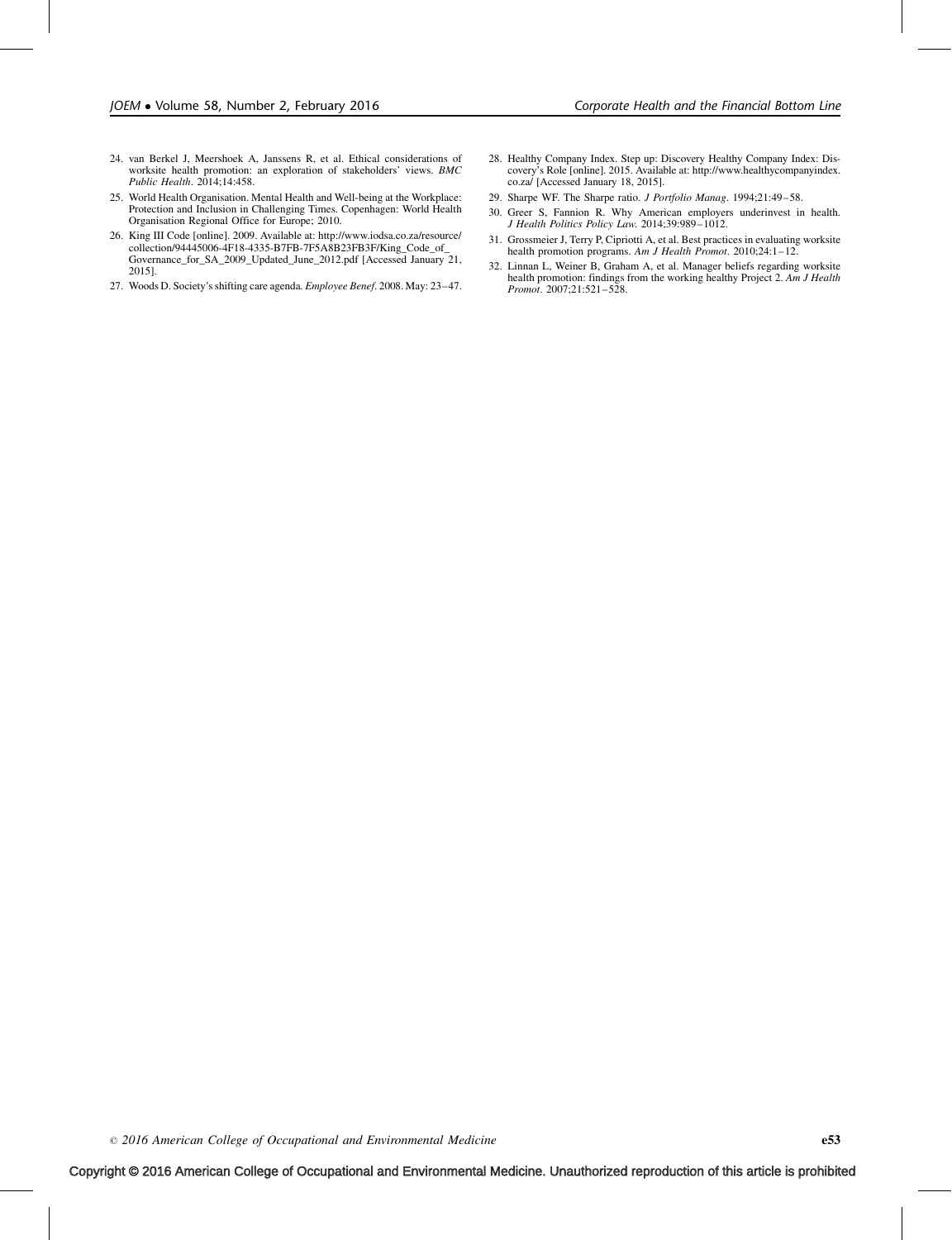24. van Berkel J, Meershoek A, Janssens R, et al. Ethical considerations of worksite health promotion: an exploration of stakeholders' views. *BMC Public Health*. 2014;14:458.
25. World Health Organisation. Mental Health and Well-being at the Workplace: Protection and Inclusion in Challenging Times. Copenhagen: World Health Organisation Regional Office for Europe; 2010.
26. King III Code [online]. 2009. Available at: http://www.iodsa.co.za/resource/collection/94445006-4F18-4335-B7FB-7F5A8B23FB3F/King_Code_of_Governance_for_SA_2009_Updated_June_2012.pdf [Accessed January 21, 2015].
27. Woods D. Society's shifting care agenda. *Employee Benef*. 2008. May: 23–47.
28. Healthy Company Index. Step up: Discovery Healthy Company Index: Discovery's Role [online]. 2015. Available at: http://www.healthycompanyindex.co.za/ [Accessed January 18, 2015].
29. Sharpe WF. The Sharpe ratio. *J Portfolio Manag*. 1994;21:49–58.
30. Greer S, Fannion R. Why American employers underinvest in health. *J Health Politics Policy Law*. 2014;39:989–1012.
31. Grossmeier J, Terry P, Cipriotti A, et al. Best practices in evaluating worksite health promotion programs. *Am J Health Promot*. 2010;24:1–12.
32. Linnan L, Weiner B, Graham A, et al. Manager beliefs regarding worksite health promotion: findings from the working healthy Project 2. *Am J Health Promot*. 2007;21:521–528.